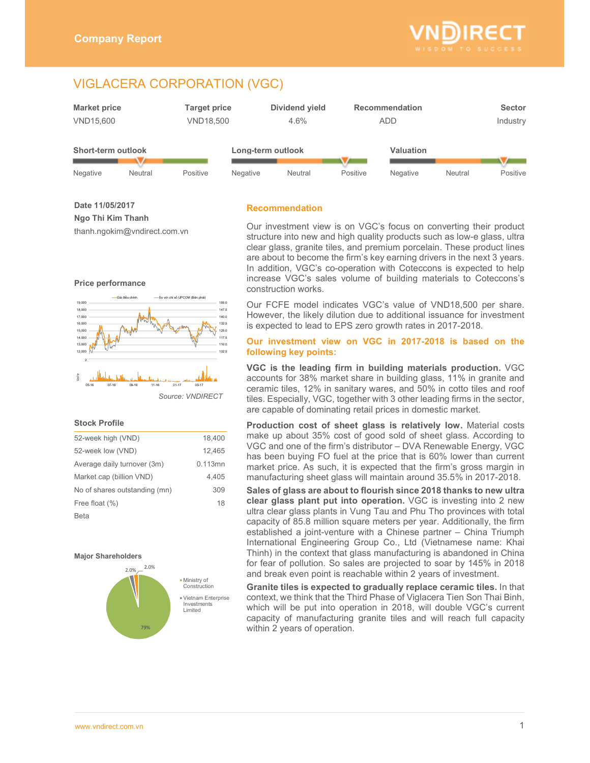Company Report

# VIGLACERA CORPORATION (VGC)

| Market price | Target price | Dividend yield | Recommendation | Sector |
|---|---|---|---|---|
| VND15,600 | VND18,500 | 4.6% | ADD | Industry |

| Short-term outlook | Long-term outlook | Valuation |
|---|---|---|
| Neutral | Positive | Positive |

**Date 11/05/2017**

**Ngo Thi Kim Thanh**

thanh.ngokim@vndirect.com.vn

### Price performance

Source: VNDIRECT

### Stock Profile

| | |
|---|---|
| 52-week high (VND) | 18,400 |
| 52-week low (VND) | 12,465 |
| Average daily turnover (3m) | 0.113mn |
| Market cap (billion VND) | 4,405 |
| No of shares outstanding (mn) | 309 |
| Free float (%) | 18 |
| Beta | |

### Major Shareholders

- Ministry of Construction: 79%
- Vietnam Enterprise Investments Limited: 2.0%
- 2.0%

## Recommendation

Our investment view is on VGC's focus on converting their product structure into new and high quality products such as low-e glass, ultra clear glass, granite tiles, and premium porcelain. These product lines are about to become the firm's key earning drivers in the next 3 years. In addition, VGC's co-operation with Coteccons is expected to help increase VGC's sales volume of building materials to Coteccons's construction works.

Our FCFE model indicates VGC's value of VND18,500 per share. However, the likely dilution due to additional issuance for investment is expected to lead to EPS zero growth rates in 2017-2018.

### Our investment view on VGC in 2017-2018 is based on the following key points:

**VGC is the leading firm in building materials production.** VGC accounts for 38% market share in building glass, 11% in granite and ceramic tiles, 12% in sanitary wares, and 50% in cotto tiles and roof tiles. Especially, VGC, together with 3 other leading firms in the sector, are capable of dominating retail prices in domestic market.

**Production cost of sheet glass is relatively low.** Material costs make up about 35% cost of good sold of sheet glass. According to VGC and one of the firm's distributor – DVA Renewable Energy, VGC has been buying FO fuel at the price that is 60% lower than current market price. As such, it is expected that the firm's gross margin in manufacturing sheet glass will maintain around 35.5% in 2017-2018.

**Sales of glass are about to flourish since 2018 thanks to new ultra clear glass plant put into operation.** VGC is investing into 2 new ultra clear glass plants in Vung Tau and Phu Tho provinces with total capacity of 85.8 million square meters per year. Additionally, the firm established a joint-venture with a Chinese partner – China Triumph International Engineering Group Co., Ltd (Vietnamese name: Khai Thinh) in the context that glass manufacturing is abandoned in China for fear of pollution. So sales are projected to soar by 145% in 2018 and break even point is reachable within 2 years of investment.

**Granite tiles is expected to gradually replace ceramic tiles.** In that context, we think that the Third Phase of Viglacera Tien Son Thai Binh, which will be put into operation in 2018, will double VGC's current capacity of manufacturing granite tiles and will reach full capacity within 2 years of operation.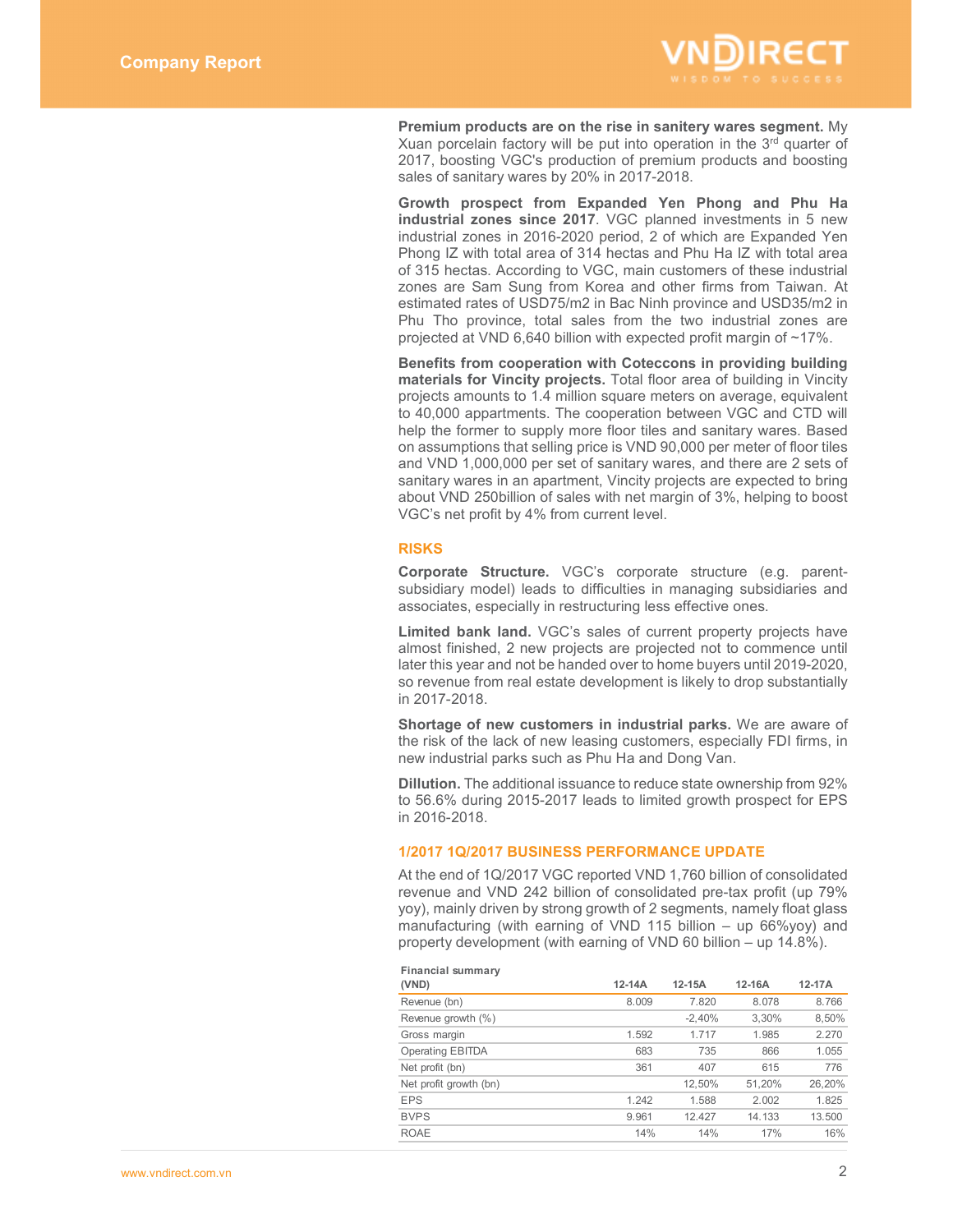**Premium products are on the rise in sanitery wares segment.** My Xuan porcelain factory will be put into operation in the 3rd quarter of 2017, boosting VGC's production of premium products and boosting sales of sanitary wares by 20% in 2017-2018.

**Growth prospect from Expanded Yen Phong and Phu Ha industrial zones since 2017**. VGC planned investments in 5 new industrial zones in 2016-2020 period, 2 of which are Expanded Yen Phong IZ with total area of 314 hectas and Phu Ha IZ with total area of 315 hectas. According to VGC, main customers of these industrial zones are Sam Sung from Korea and other firms from Taiwan. At estimated rates of USD75/m2 in Bac Ninh province and USD35/m2 in Phu Tho province, total sales from the two industrial zones are projected at VND 6,640 billion with expected profit margin of ~17%.

**Benefits from cooperation with Coteccons in providing building materials for Vincity projects.** Total floor area of building in Vincity projects amounts to 1.4 million square meters on average, equivalent to 40,000 appartments. The cooperation between VGC and CTD will help the former to supply more floor tiles and sanitary wares. Based on assumptions that selling price is VND 90,000 per meter of floor tiles and VND 1,000,000 per set of sanitary wares, and there are 2 sets of sanitary wares in an apartment, Vincity projects are expected to bring about VND 250billion of sales with net margin of 3%, helping to boost VGC's net profit by 4% from current level.

## RISKS

**Corporate Structure.** VGC's corporate structure (e.g. parent-subsidiary model) leads to difficulties in managing subsidiaries and associates, especially in restructuring less effective ones.

**Limited bank land.** VGC's sales of current property projects have almost finished, 2 new projects are projected not to commence until later this year and not be handed over to home buyers until 2019-2020, so revenue from real estate development is likely to drop substantially in 2017-2018.

**Shortage of new customers in industrial parks.** We are aware of the risk of the lack of new leasing customers, especially FDI firms, in new industrial parks such as Phu Ha and Dong Van.

**Dillution.** The additional issuance to reduce state ownership from 92% to 56.6% during 2015-2017 leads to limited growth prospect for EPS in 2016-2018.

## 1/2017 1Q/2017 BUSINESS PERFORMANCE UPDATE

At the end of 1Q/2017 VGC reported VND 1,760 billion of consolidated revenue and VND 242 billion of consolidated pre-tax profit (up 79% yoy), mainly driven by strong growth of 2 segments, namely float glass manufacturing (with earning of VND 115 billion – up 66%yoy) and property development (with earning of VND 60 billion – up 14.8%).

**Financial summary**

| (VND) | 12-14A | 12-15A | 12-16A | 12-17A |
|---|---|---|---|---|
| Revenue (bn) | 8.009 | 7.820 | 8.078 | 8.766 |
| Revenue growth (%) | | -2,40% | 3,30% | 8,50% |
| Gross margin | 1.592 | 1.717 | 1.985 | 2.270 |
| Operating EBITDA | 683 | 735 | 866 | 1.055 |
| Net profit (bn) | 361 | 407 | 615 | 776 |
| Net profit growth (bn) | | 12,50% | 51,20% | 26,20% |
| EPS | 1.242 | 1.588 | 2.002 | 1.825 |
| BVPS | 9.961 | 12.427 | 14.133 | 13.500 |
| ROAE | 14% | 14% | 17% | 16% |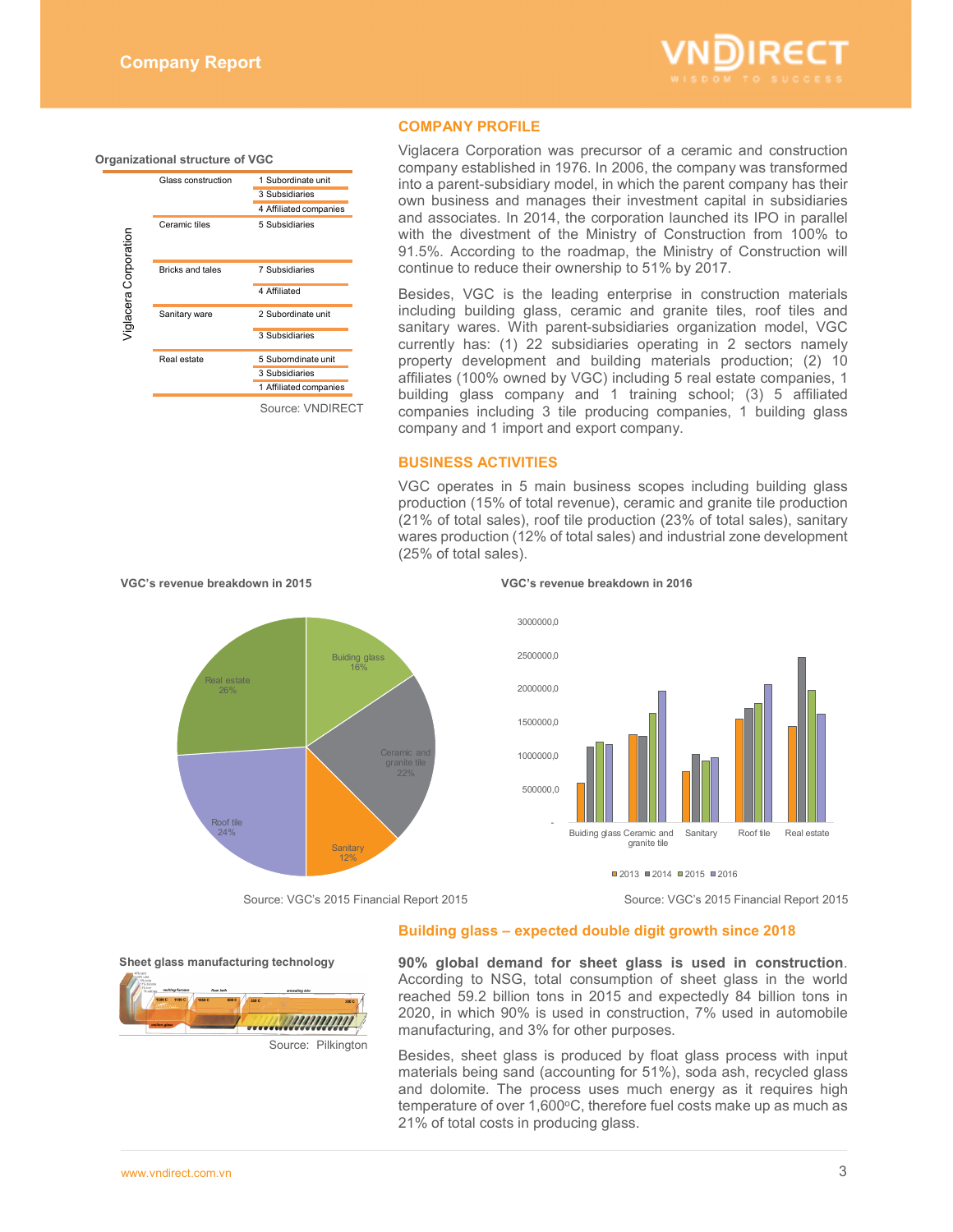## COMPANY PROFILE

**Organizational structure of VGC**

| Viglacera Corporation | | |
|---|---|---|
| | Glass construction | 1 Subordinate unit |
| | | 3 Subsidiaries |
| | | 4 Affiliated companies |
| | Ceramic tiles | 5 Subsidiaries |
| | Bricks and tales | 7 Subsidiaries |
| | | 4 Affiliated |
| | Sanitary ware | 2 Subordinate unit |
| | | 3 Subsidiaries |
| | Real estate | 5 Subomdinate unit |
| | | 3 Subsidiaries |
| | | 1 Affiliated companies |

Source: VNDIRECT

Viglacera Corporation was precursor of a ceramic and construction company established in 1976. In 2006, the company was transformed into a parent-subsidiary model, in which the parent company has their own business and manages their investment capital in subsidiaries and associates. In 2014, the corporation launched its IPO in parallel with the divestment of the Ministry of Construction from 100% to 91.5%. According to the roadmap, the Ministry of Construction will continue to reduce their ownership to 51% by 2017.

Besides, VGC is the leading enterprise in construction materials including building glass, ceramic and granite tiles, roof tiles and sanitary wares. With parent-subsidiaries organization model, VGC currently has: (1) 22 subsidiaries operating in 2 sectors namely property development and building materials production; (2) 10 affiliates (100% owned by VGC) including 5 real estate companies, 1 building glass company and 1 training school; (3) 5 affiliated companies including 3 tile producing companies, 1 building glass company and 1 import and export company.

## BUSINESS ACTIVITIES

VGC operates in 5 main business scopes including building glass production (15% of total revenue), ceramic and granite tile production (21% of total sales), roof tile production (23% of total sales), sanitary wares production (12% of total sales) and industrial zone development (25% of total sales).

**VGC's revenue breakdown in 2015**

| Segment | Share |
|---|---|
| Buiding glass | 16% |
| Ceramic and granite tile | 22% |
| Sanitary | 12% |
| Roof tile | 24% |
| Real estate | 26% |

Source: VGC's 2015 Financial Report 2015

**VGC's revenue breakdown in 2016**

Series: 2013, 2014, 2015, 2016. Categories: Buiding glass, Ceramic and granite tile, Sanitary, Roof tile, Real estate. Y-axis: -, 500000,0, 1000000,0, 1500000,0, 2000000,0, 2500000,0, 3000000,0.

Source: VGC's 2015 Financial Report 2015

## Building glass – expected double digit growth since 2018

**Sheet glass manufacturing technology**

Source: Pilkington

**90% global demand for sheet glass is used in construction**. According to NSG, total consumption of sheet glass in the world reached 59.2 billion tons in 2015 and expectedly 84 billion tons in 2020, in which 90% is used in construction, 7% used in automobile manufacturing, and 3% for other purposes.

Besides, sheet glass is produced by float glass process with input materials being sand (accounting for 51%), soda ash, recycled glass and dolomite. The process uses much energy as it requires high temperature of over 1,600°C, therefore fuel costs make up as much as 21% of total costs in producing glass.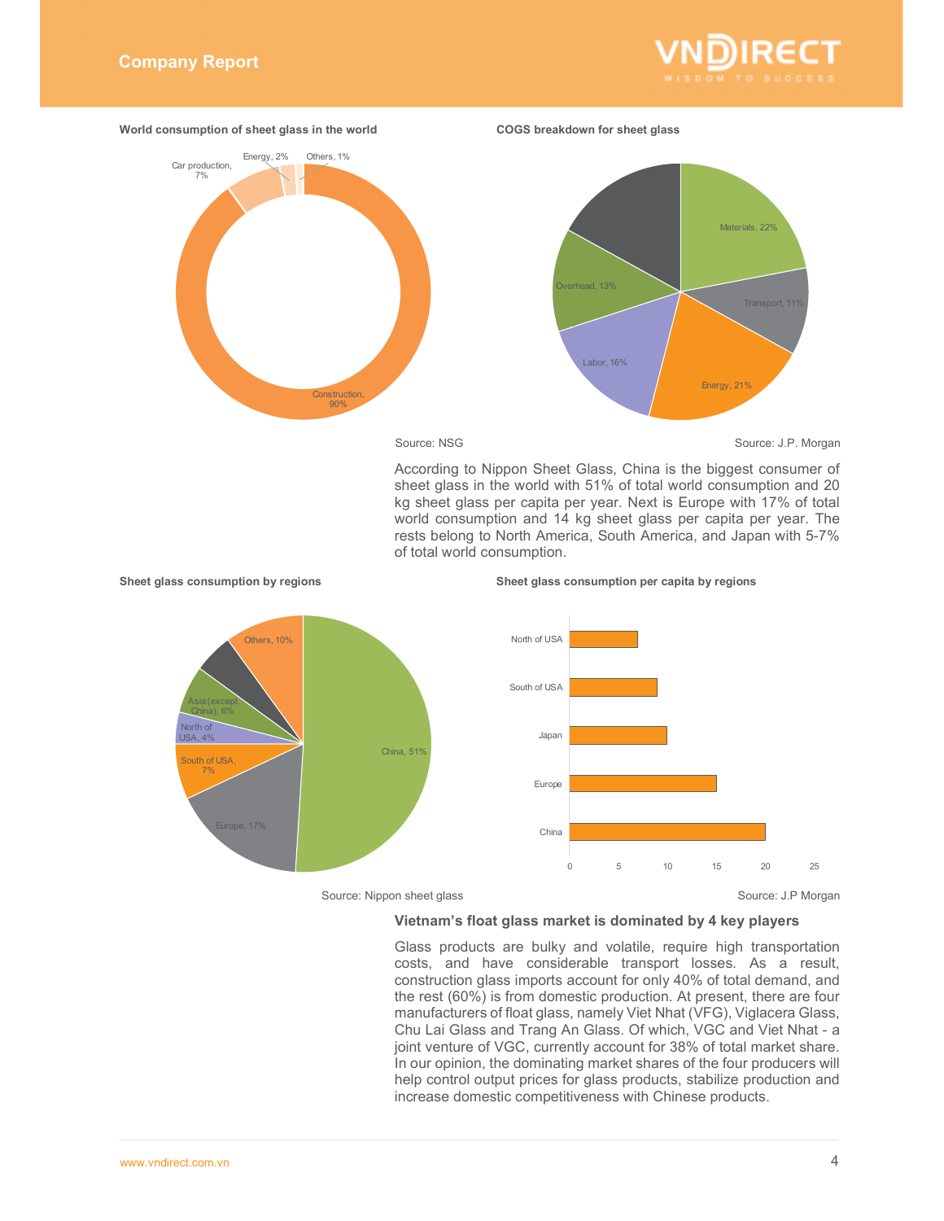**World consumption of sheet glass in the world**

Construction, 90%; Car production, 7%; Energy, 2%; Others, 1%

Source: NSG

**COGS breakdown for sheet glass**

Materials, 22%; Transport, 11%; Energy, 21%; Labor, 16%; Overhead, 13%

Source: J.P. Morgan

According to Nippon Sheet Glass, China is the biggest consumer of sheet glass in the world with 51% of total world consumption and 20 kg sheet glass per capita per year. Next is Europe with 17% of total world consumption and 14 kg sheet glass per capita per year. The rests belong to North America, South America, and Japan with 5-7% of total world consumption.

**Sheet glass consumption by regions**

China, 51%; Europe, 17%; South of USA, 7%; North of USA, 4%; Asia (except China), 6%; Others, 10%

Source: Nippon sheet glass

**Sheet glass consumption per capita by regions**

Regions: North of USA, South of USA, Japan, Europe, China (axis 0–25)

Source: J.P Morgan

## Vietnam's float glass market is dominated by 4 key players

Glass products are bulky and volatile, require high transportation costs, and have considerable transport losses. As a result, construction glass imports account for only 40% of total demand, and the rest (60%) is from domestic production. At present, there are four manufacturers of float glass, namely Viet Nhat (VFG), Viglacera Glass, Chu Lai Glass and Trang An Glass. Of which, VGC and Viet Nhat - a joint venture of VGC, currently account for 38% of total market share. In our opinion, the dominating market shares of the four producers will help control output prices for glass products, stabilize production and increase domestic competitiveness with Chinese products.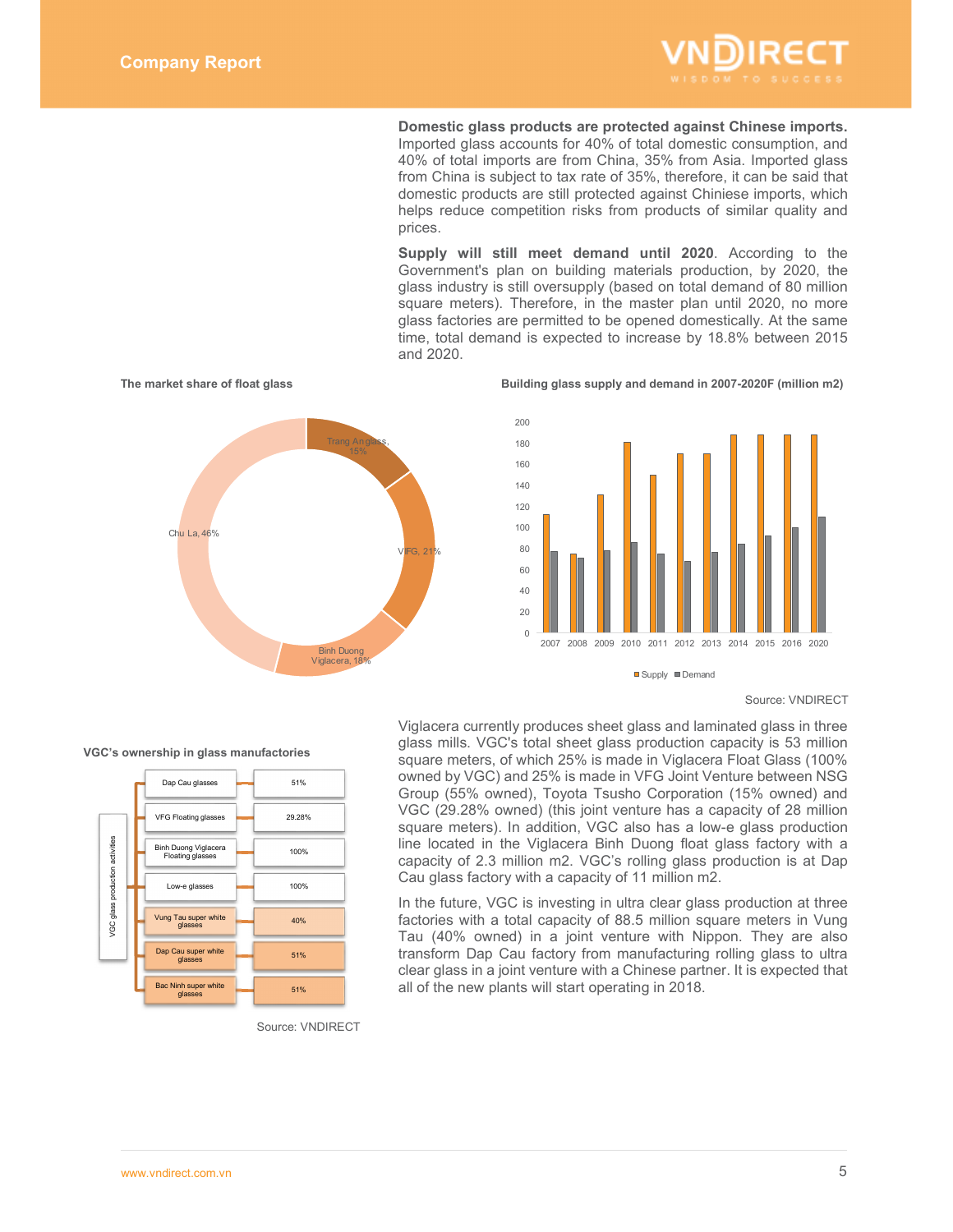**Domestic glass products are protected against Chinese imports.** Imported glass accounts for 40% of total domestic consumption, and 40% of total imports are from China, 35% from Asia. Imported glass from China is subject to tax rate of 35%, therefore, it can be said that domestic products are still protected against Chiniese imports, which helps reduce competition risks from products of similar quality and prices.

**Supply will still meet demand until 2020**. According to the Government's plan on building materials production, by 2020, the glass industry is still oversupply (based on total demand of 80 million square meters). Therefore, in the master plan until 2020, no more glass factories are permitted to be opened domestically. At the same time, total demand is expected to increase by 18.8% between 2015 and 2020.

**The market share of float glass**

| Company | Market share |
|---|---|
| Trang An glass | 15% |
| VFG | 21% |
| Binh Duong Viglacera | 18% |
| Chu La | 46% |

**Building glass supply and demand in 2007-2020F (million m2)**

Source: VNDIRECT

**VGC's ownership in glass manufactories**

| VGC glass production activities | Ownership |
|---|---|
| Dap Cau glasses | 51% |
| VFG Floating glasses | 29.28% |
| Binh Duong Viglacera Floating glasses | 100% |
| Low-e glasses | 100% |
| Vung Tau super white glasses | 40% |
| Dap Cau super white glasses | 51% |
| Bac Ninh super white glasses | 51% |

Source: VNDIRECT

Viglacera currently produces sheet glass and laminated glass in three glass mills. VGC's total sheet glass production capacity is 53 million square meters, of which 25% is made in Viglacera Float Glass (100% owned by VGC) and 25% is made in VFG Joint Venture between NSG Group (55% owned), Toyota Tsusho Corporation (15% owned) and VGC (29.28% owned) (this joint venture has a capacity of 28 million square meters). In addition, VGC also has a low-e glass production line located in the Viglacera Binh Duong float glass factory with a capacity of 2.3 million m2. VGC's rolling glass production is at Dap Cau glass factory with a capacity of 11 million m2.

In the future, VGC is investing in ultra clear glass production at three factories with a total capacity of 88.5 million square meters in Vung Tau (40% owned) in a joint venture with Nippon. They are also transform Dap Cau factory from manufacturing rolling glass to ultra clear glass in a joint venture with a Chinese partner. It is expected that all of the new plants will start operating in 2018.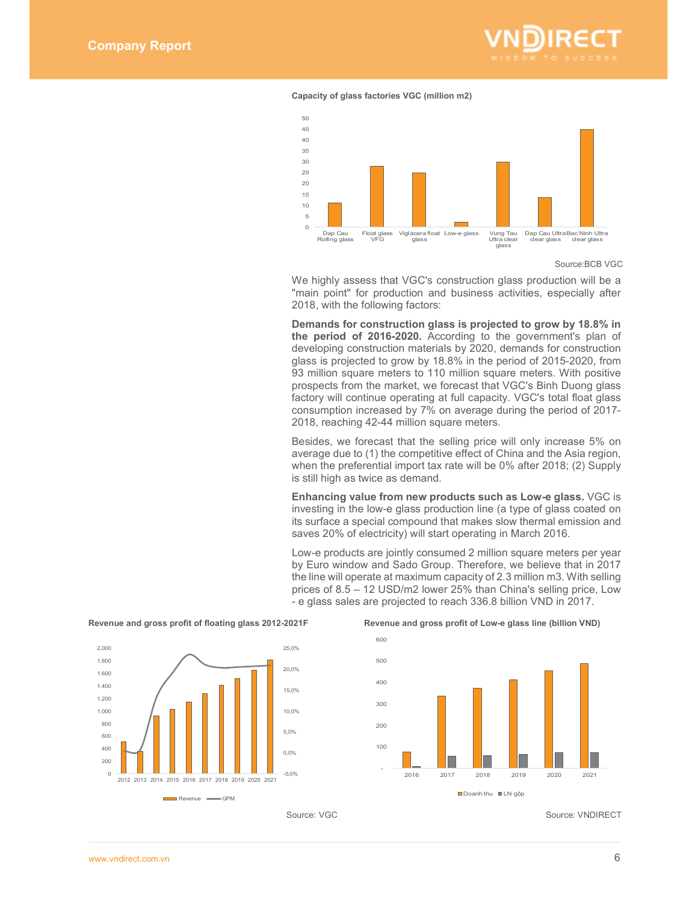**Capacity of glass factories VGC (million m2)**

Source:BCB VGC

We highly assess that VGC's construction glass production will be a "main point" for production and business activities, especially after 2018, with the following factors:

**Demands for construction glass is projected to grow by 18.8% in the period of 2016-2020.** According to the government's plan of developing construction materials by 2020, demands for construction glass is projected to grow by 18.8% in the period of 2015-2020, from 93 million square meters to 110 million square meters. With positive prospects from the market, we forecast that VGC's Binh Duong glass factory will continue operating at full capacity. VGC's total float glass consumption increased by 7% on average during the period of 2017-2018, reaching 42-44 million square meters.

Besides, we forecast that the selling price will only increase 5% on average due to (1) the competitive effect of China and the Asia region, when the preferential import tax rate will be 0% after 2018; (2) Supply is still high as twice as demand.

**Enhancing value from new products such as Low-e glass.** VGC is investing in the low-e glass production line (a type of glass coated on its surface a special compound that makes slow thermal emission and saves 20% of electricity) will start operating in March 2016.

Low-e products are jointly consumed 2 million square meters per year by Euro window and Sado Group. Therefore, we believe that in 2017 the line will operate at maximum capacity of 2.3 million m3. With selling prices of 8.5 – 12 USD/m2 lower 25% than China's selling price, Low - e glass sales are projected to reach 336.8 billion VND in 2017.

**Revenue and gross profit of floating glass 2012-2021F**

Source: VGC

**Revenue and gross profit of Low-e glass line (billion VND)**

Source: VNDIRECT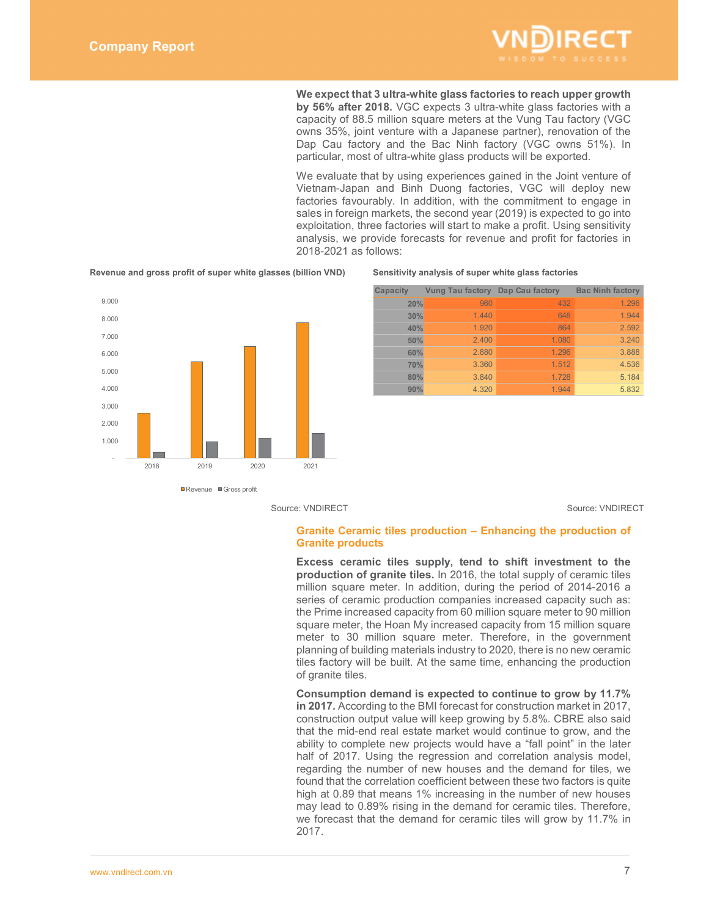**We expect that 3 ultra-white glass factories to reach upper growth by 56% after 2018.** VGC expects 3 ultra-white glass factories with a capacity of 88.5 million square meters at the Vung Tau factory (VGC owns 35%, joint venture with a Japanese partner), renovation of the Dap Cau factory and the Bac Ninh factory (VGC owns 51%). In particular, most of ultra-white glass products will be exported.

We evaluate that by using experiences gained in the Joint venture of Vietnam-Japan and Binh Duong factories, VGC will deploy new factories favourably. In addition, with the commitment to engage in sales in foreign markets, the second year (2019) is expected to go into exploitation, three factories will start to make a profit. Using sensitivity analysis, we provide forecasts for revenue and profit for factories in 2018-2021 as follows:

**Revenue and gross profit of super white glasses (billion VND)**

Source: VNDIRECT

**Sensitivity analysis of super white glass factories**

| Capacity | Vung Tau factory | Dap Cau factory | Bac Ninh factory |
|---|---|---|---|
| 20% | 960 | 432 | 1.296 |
| 30% | 1.440 | 648 | 1.944 |
| 40% | 1.920 | 864 | 2.592 |
| 50% | 2.400 | 1.080 | 3.240 |
| 60% | 2.880 | 1.296 | 3.888 |
| 70% | 3.360 | 1.512 | 4.536 |
| 80% | 3.840 | 1.728 | 5.184 |
| 90% | 4.320 | 1.944 | 5.832 |

Source: VNDIRECT

## Granite Ceramic tiles production – Enhancing the production of Granite products

**Excess ceramic tiles supply, tend to shift investment to the production of granite tiles.** In 2016, the total supply of ceramic tiles million square meter. In addition, during the period of 2014-2016 a series of ceramic production companies increased capacity such as: the Prime increased capacity from 60 million square meter to 90 million square meter, the Hoan My increased capacity from 15 million square meter to 30 million square meter. Therefore, in the government planning of building materials industry to 2020, there is no new ceramic tiles factory will be built. At the same time, enhancing the production of granite tiles.

**Consumption demand is expected to continue to grow by 11.7% in 2017.** According to the BMI forecast for construction market in 2017, construction output value will keep growing by 5.8%. CBRE also said that the mid-end real estate market would continue to grow, and the ability to complete new projects would have a "fall point" in the later half of 2017. Using the regression and correlation analysis model, regarding the number of new houses and the demand for tiles, we found that the correlation coefficient between these two factors is quite high at 0.89 that means 1% increasing in the number of new houses may lead to 0.89% rising in the demand for ceramic tiles. Therefore, we forecast that the demand for ceramic tiles will grow by 11.7% in 2017.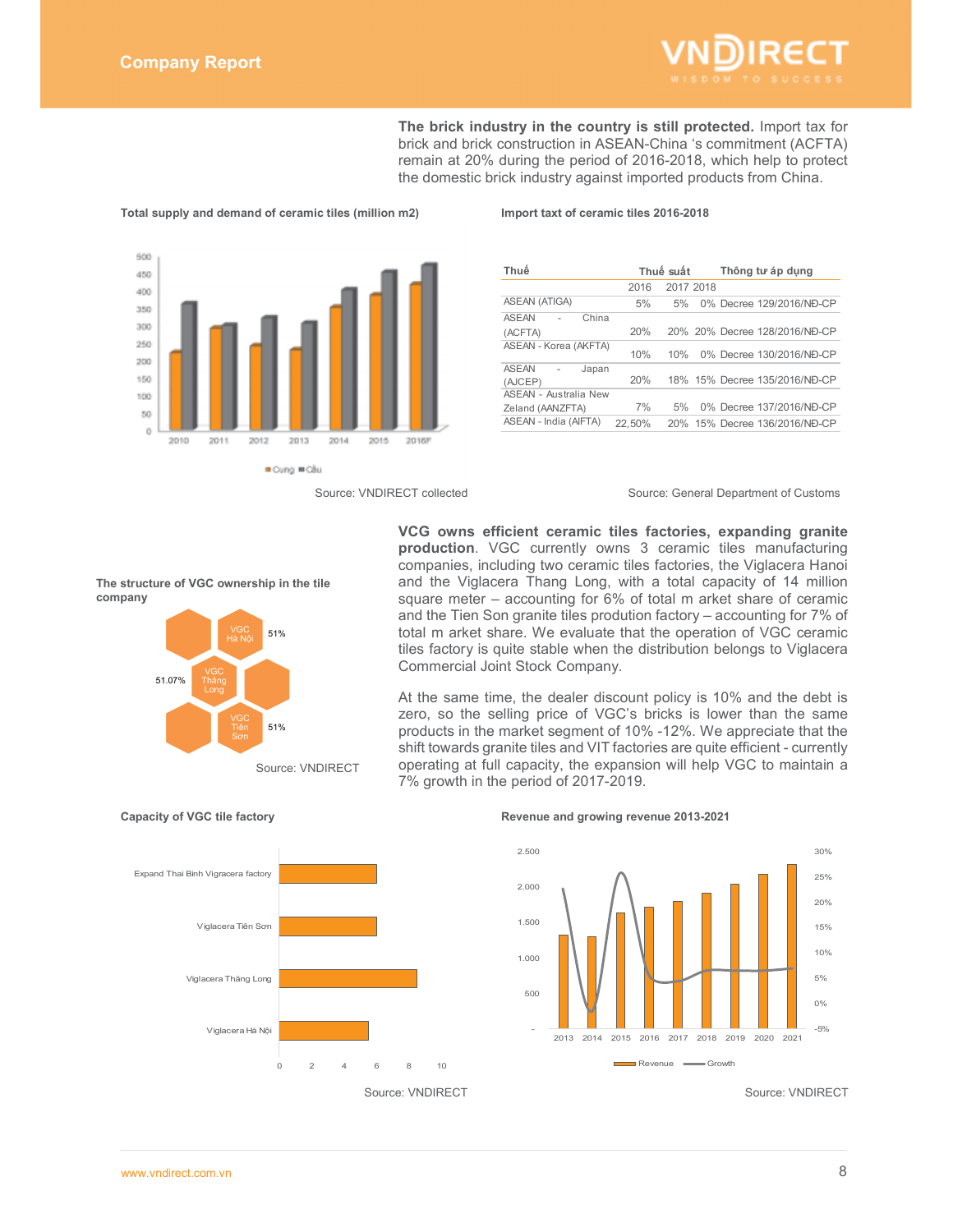**The brick industry in the country is still protected.** Import tax for brick and brick construction in ASEAN-China 's commitment (ACFTA) remain at 20% during the period of 2016-2018, which help to protect the domestic brick industry against imported products from China.

**Total supply and demand of ceramic tiles (million m2)**

Source: VNDIRECT collected

**Import taxt of ceramic tiles 2016-2018**

| Thuế | Thuế suất | | | Thông tư áp dụng |
|---|---|---|---|---|
| | 2016 | 2017 | 2018 | |
| ASEAN (ATIGA) | 5% | 5% | 0% | Decree 129/2016/NĐ-CP |
| ASEAN - China (ACFTA) | 20% | 20% | 20% | Decree 128/2016/NĐ-CP |
| ASEAN - Korea (AKFTA) | 10% | 10% | 0% | Decree 130/2016/NĐ-CP |
| ASEAN - Japan (AJCEP) | 20% | 18% | 15% | Decree 135/2016/NĐ-CP |
| ASEAN - Australia New Zeland (AANZFTA) | 7% | 5% | 0% | Decree 137/2016/NĐ-CP |
| ASEAN - India (AIFTA) | 22,50% | 20% | 15% | Decree 136/2016/NĐ-CP |

Source: General Department of Customs

**The structure of VGC ownership in the tile company**

VGC Hà Nội 51%; VGC Thăng Long 51.07%; VGC Tiên Sơn 51%

Source: VNDIRECT

**VCG owns efficient ceramic tiles factories, expanding granite production**. VGC currently owns 3 ceramic tiles manufacturing companies, including two ceramic tiles factories, the Viglacera Hanoi and the Viglacera Thang Long, with a total capacity of 14 million square meter – accounting for 6% of total m arket share of ceramic and the Tien Son granite tiles prodution factory – accounting for 7% of total m arket share. We evaluate that the operation of VGC ceramic tiles factory is quite stable when the distribution belongs to Viglacera Commercial Joint Stock Company.

At the same time, the dealer discount policy is 10% and the debt is zero, so the selling price of VGC's bricks is lower than the same products in the market segment of 10% -12%. We appreciate that the shift towards granite tiles and VIT factories are quite efficient - currently operating at full capacity, the expansion will help VGC to maintain a 7% growth in the period of 2017-2019.

**Capacity of VGC tile factory**

Source: VNDIRECT

**Revenue and growing revenue 2013-2021**

Source: VNDIRECT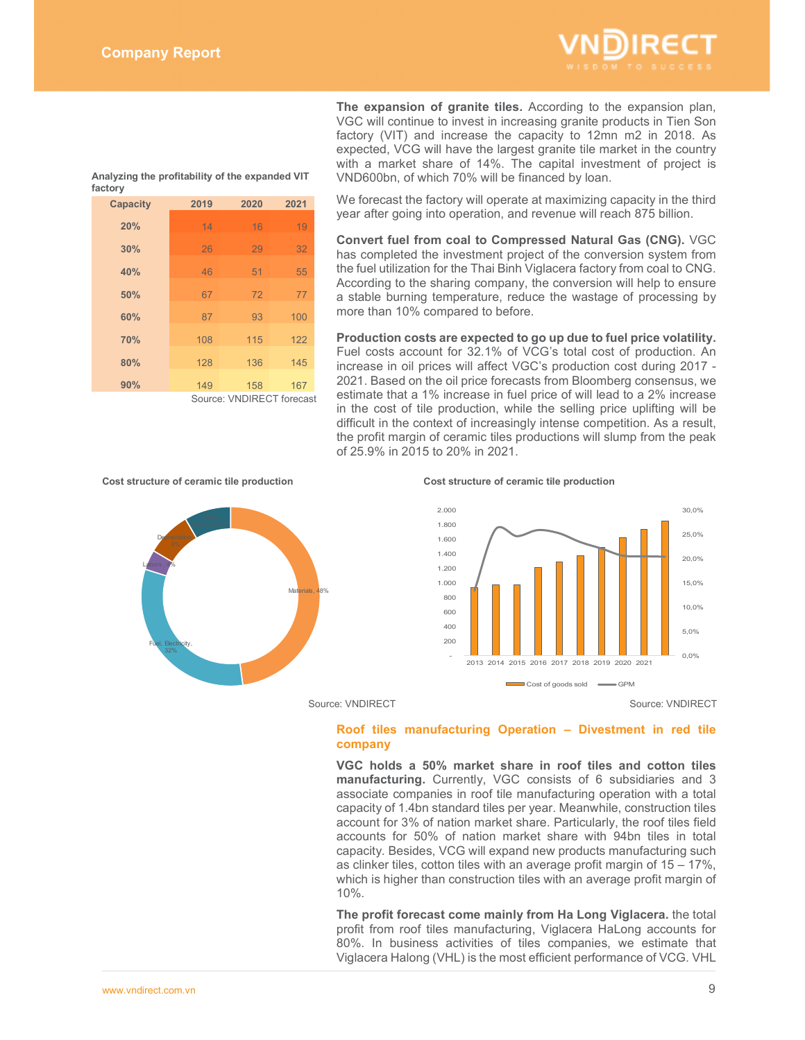**The expansion of granite tiles.** According to the expansion plan, VGC will continue to invest in increasing granite products in Tien Son factory (VIT) and increase the capacity to 12mn m2 in 2018. As expected, VCG will have the largest granite tile market in the country with a market share of 14%. The capital investment of project is VND600bn, of which 70% will be financed by loan.

We forecast the factory will operate at maximizing capacity in the third year after going into operation, and revenue will reach 875 billion.

**Analyzing the profitability of the expanded VIT factory**

| Capacity | 2019 | 2020 | 2021 |
|---|---|---|---|
| 20% | 14 | 16 | 19 |
| 30% | 26 | 29 | 32 |
| 40% | 46 | 51 | 55 |
| 50% | 67 | 72 | 77 |
| 60% | 87 | 93 | 100 |
| 70% | 108 | 115 | 122 |
| 80% | 128 | 136 | 145 |
| 90% | 149 | 158 | 167 |

Source: VNDIRECT forecast

**Convert fuel from coal to Compressed Natural Gas (CNG).** VGC has completed the investment project of the conversion system from the fuel utilization for the Thai Binh Viglacera factory from coal to CNG. According to the sharing company, the conversion will help to ensure a stable burning temperature, reduce the wastage of processing by more than 10% compared to before.

**Production costs are expected to go up due to fuel price volatility.** Fuel costs account for 32.1% of VCG's total cost of production. An increase in oil prices will affect VGC's production cost during 2017 - 2021. Based on the oil price forecasts from Bloomberg consensus, we estimate that a 1% increase in fuel price of will lead to a 2% increase in the cost of tile production, while the selling price uplifting will be difficult in the context of increasingly intense competition. As a result, the profit margin of ceramic tiles productions will slump from the peak of 25.9% in 2015 to 20% in 2021.

**Cost structure of ceramic tile production**

Materials, 48%; Fuel, Electricity, 32%; Labors, 4%; Depreciation, 8%

Source: VNDIRECT

**Cost structure of ceramic tile production**

Cost of goods sold / GPM, 2013–2021

Source: VNDIRECT

## Roof tiles manufacturing Operation – Divestment in red tile company

**VGC holds a 50% market share in roof tiles and cotton tiles manufacturing.** Currently, VGC consists of 6 subsidiaries and 3 associate companies in roof tile manufacturing operation with a total capacity of 1.4bn standard tiles per year. Meanwhile, construction tiles account for 3% of nation market share. Particularly, the roof tiles field accounts for 50% of nation market share with 94bn tiles in total capacity. Besides, VCG will expand new products manufacturing such as clinker tiles, cotton tiles with an average profit margin of 15 – 17%, which is higher than construction tiles with an average profit margin of 10%.

**The profit forecast come mainly from Ha Long Viglacera.** the total profit from roof tiles manufacturing, Viglacera HaLong accounts for 80%. In business activities of tiles companies, we estimate that Viglacera Halong (VHL) is the most efficient performance of VCG. VHL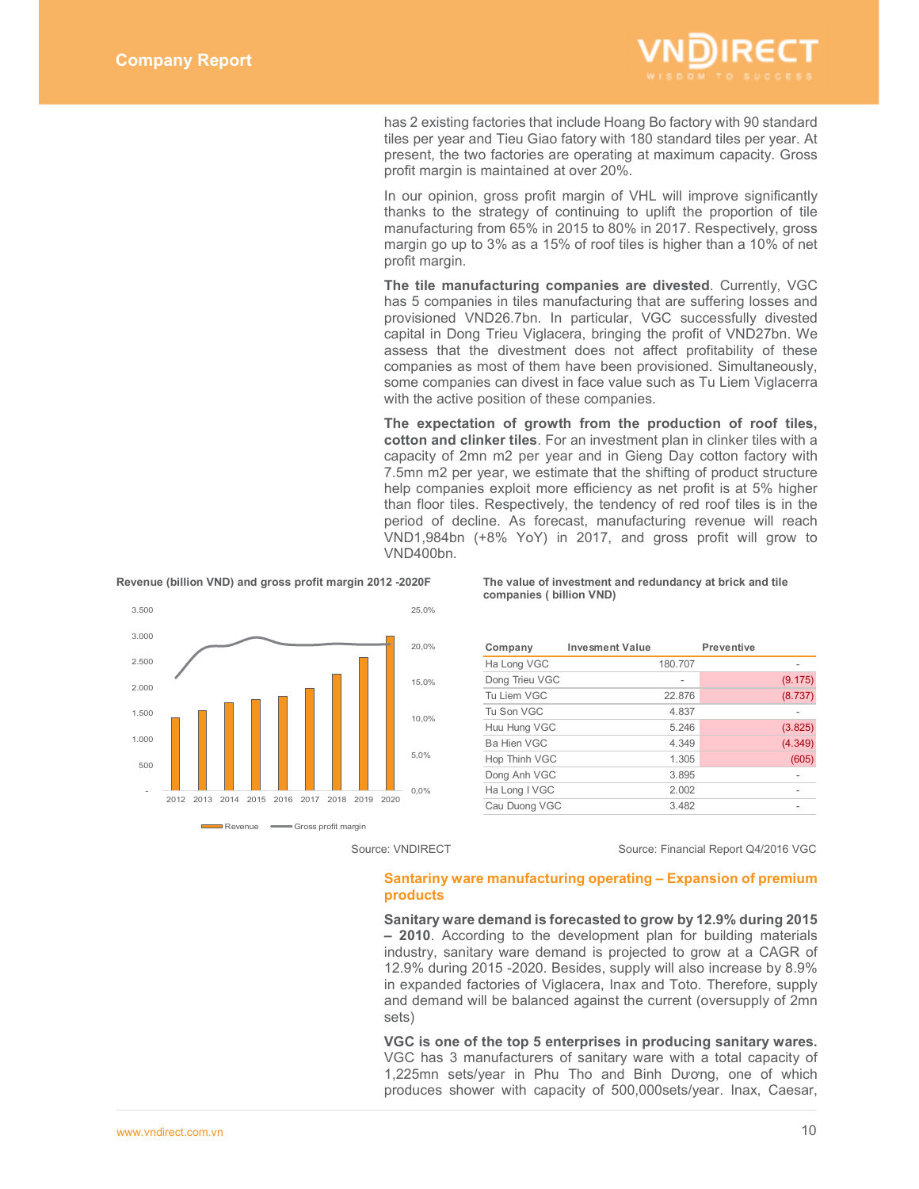has 2 existing factories that include Hoang Bo factory with 90 standard tiles per year and Tieu Giao fatory with 180 standard tiles per year. At present, the two factories are operating at maximum capacity. Gross profit margin is maintained at over 20%.

In our opinion, gross profit margin of VHL will improve significantly thanks to the strategy of continuing to uplift the proportion of tile manufacturing from 65% in 2015 to 80% in 2017. Respectively, gross margin go up to 3% as a 15% of roof tiles is higher than a 10% of net profit margin.

**The tile manufacturing companies are divested**. Currently, VGC has 5 companies in tiles manufacturing that are suffering losses and provisioned VND26.7bn. In particular, VGC successfully divested capital in Dong Trieu Viglacera, bringing the profit of VND27bn. We assess that the divestment does not affect profitability of these companies as most of them have been provisioned. Simultaneously, some companies can divest in face value such as Tu Liem Viglacerra with the active position of these companies.

**The expectation of growth from the production of roof tiles, cotton and clinker tiles**. For an investment plan in clinker tiles with a capacity of 2mn m2 per year and in Gieng Day cotton factory with 7.5mn m2 per year, we estimate that the shifting of product structure help companies exploit more efficiency as net profit is at 5% higher than floor tiles. Respectively, the tendency of red roof tiles is in the period of decline. As forecast, manufacturing revenue will reach VND1,984bn (+8% YoY) in 2017, and gross profit will grow to VND400bn.

**Revenue (billion VND) and gross profit margin 2012 -2020F**

Source: VNDIRECT

**The value of investment and redundancy at brick and tile companies ( billion VND)**

| Company | Invesment Value | Preventive |
|---|---|---|
| Ha Long VGC | 180.707 | - |
| Dong Trieu VGC | - | (9.175) |
| Tu Liem VGC | 22.876 | (8.737) |
| Tu Son VGC | 4.837 | - |
| Huu Hung VGC | 5.246 | (3.825) |
| Ba Hien VGC | 4.349 | (4.349) |
| Hop Thinh VGC | 1.305 | (605) |
| Dong Anh VGC | 3.895 | - |
| Ha Long I VGC | 2.002 | - |
| Cau Duong VGC | 3.482 | - |

Source: Financial Report Q4/2016 VGC

## Santariny ware manufacturing operating – Expansion of premium products

**Sanitary ware demand is forecasted to grow by 12.9% during 2015 – 2010**. According to the development plan for building materials industry, sanitary ware demand is projected to grow at a CAGR of 12.9% during 2015 -2020. Besides, supply will also increase by 8.9% in expanded factories of Viglacera, Inax and Toto. Therefore, supply and demand will be balanced against the current (oversupply of 2mn sets)

**VGC is one of the top 5 enterprises in producing sanitary wares.** VGC has 3 manufacturers of sanitary ware with a total capacity of 1,225mn sets/year in Phu Tho and Binh Dương, one of which produces shower with capacity of 500,000sets/year. Inax, Caesar,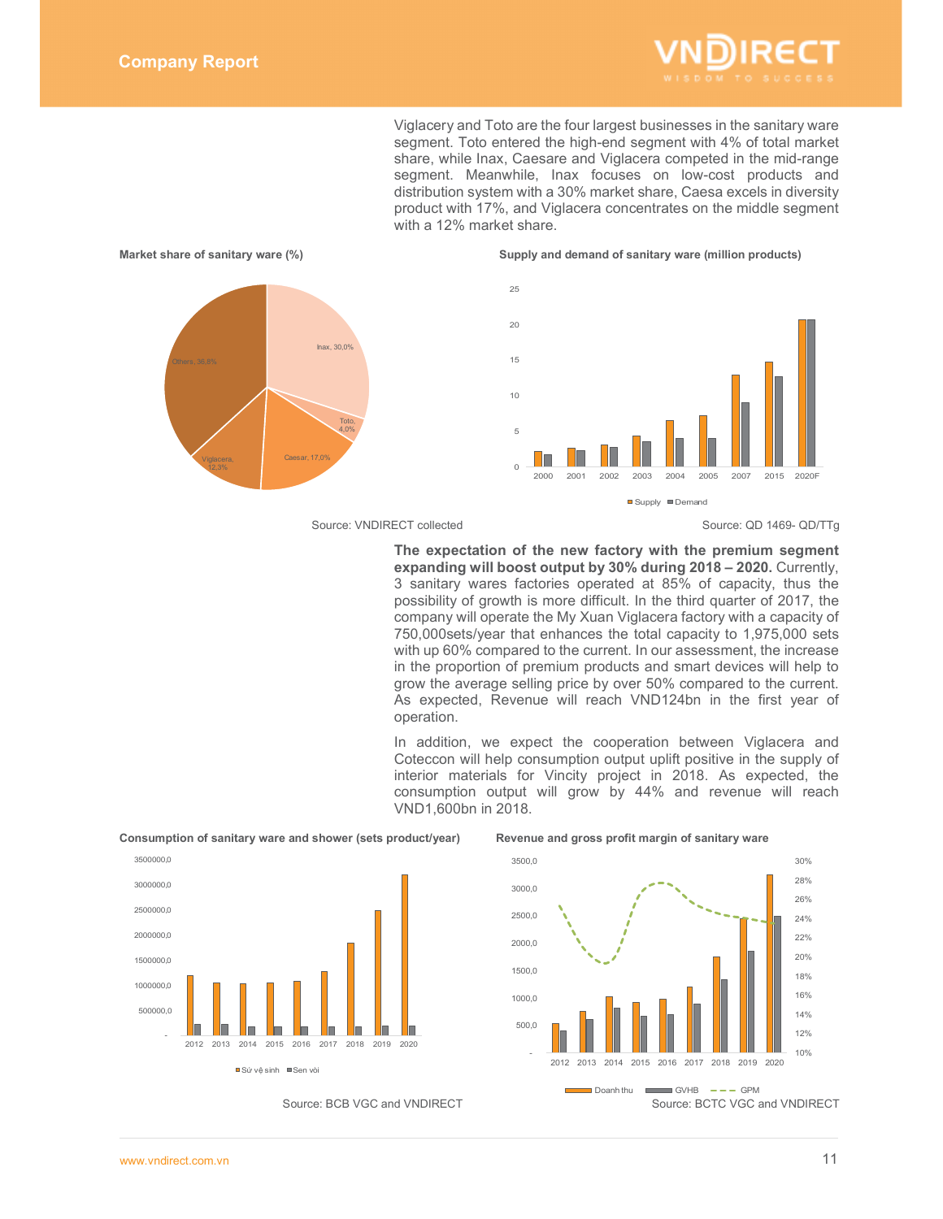Viglacery and Toto are the four largest businesses in the sanitary ware segment. Toto entered the high-end segment with 4% of total market share, while Inax, Caesare and Viglacera competed in the mid-range segment. Meanwhile, Inax focuses on low-cost products and distribution system with a 30% market share, Caesa excels in diversity product with 17%, and Viglacera concentrates on the middle segment with a 12% market share.

**Market share of sanitary ware (%)**

Inax, 30,0%; Toto, 4,0%; Caesar, 17,0%; Viglacera, 12,3%; Others, 36,8%

Source: VNDIRECT collected

**Supply and demand of sanitary ware (million products)**

Supply; Demand — 2000, 2001, 2002, 2003, 2004, 2005, 2007, 2015, 2020F

Source: QD 1469- QD/TTg

**The expectation of the new factory with the premium segment expanding will boost output by 30% during 2018 – 2020.** Currently, 3 sanitary wares factories operated at 85% of capacity, thus the possibility of growth is more difficult. In the third quarter of 2017, the company will operate the My Xuan Viglacera factory with a capacity of 750,000sets/year that enhances the total capacity to 1,975,000 sets with up 60% compared to the current. In our assessment, the increase in the proportion of premium products and smart devices will help to grow the average selling price by over 50% compared to the current. As expected, Revenue will reach VND124bn in the first year of operation.

In addition, we expect the cooperation between Viglacera and Coteccon will help consumption output uplift positive in the supply of interior materials for Vincity project in 2018. As expected, the consumption output will grow by 44% and revenue will reach VND1,600bn in 2018.

**Consumption of sanitary ware and shower (sets product/year)**

Sứ vệ sinh; Sen vòi — 2012–2020

Source: BCB VGC and VNDIRECT

**Revenue and gross profit margin of sanitary ware**

Doanh thu; GVHB; GPM — 2012–2020

Source: BCTC VGC and VNDIRECT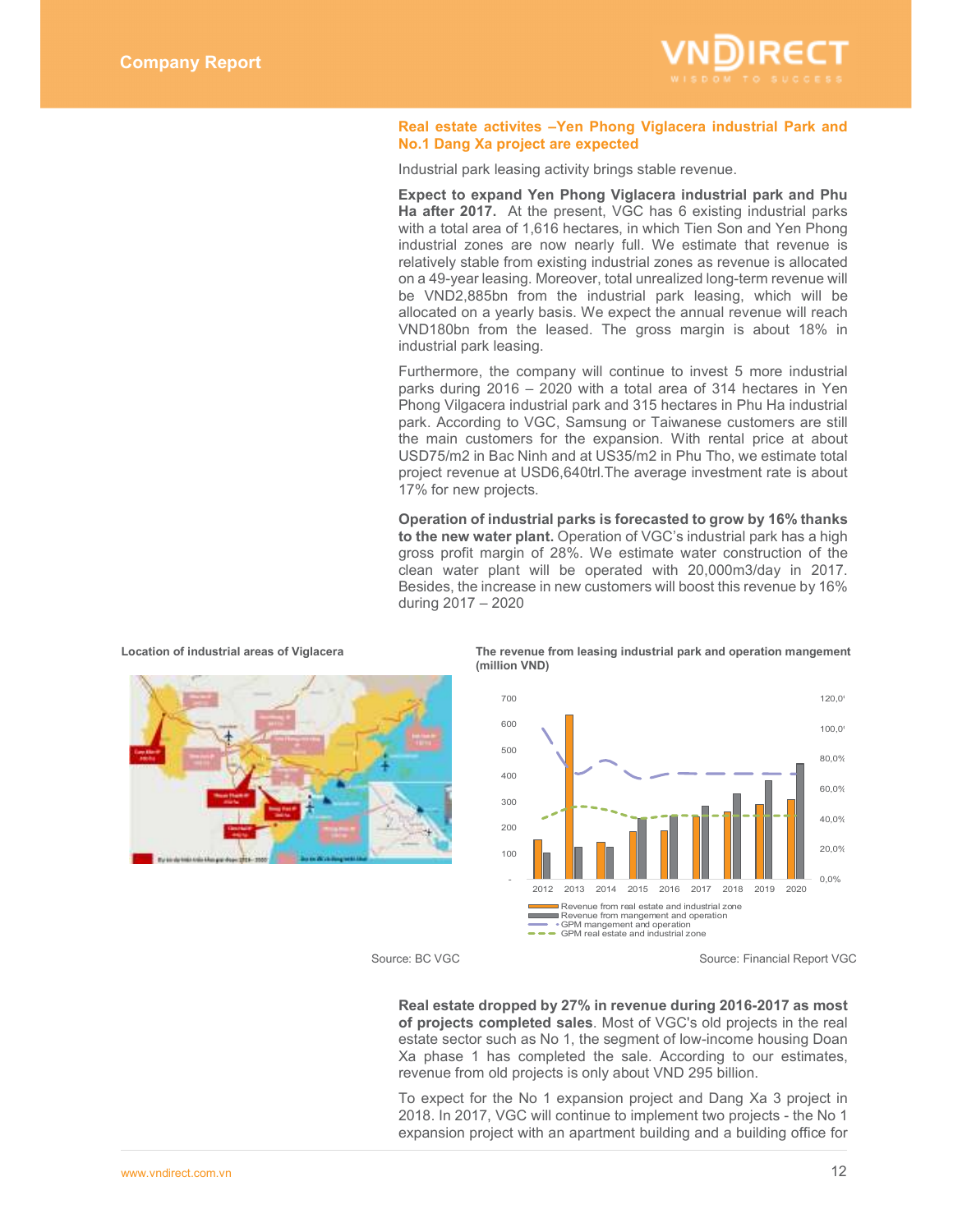## Real estate activites –Yen Phong Viglacera industrial Park and No.1 Dang Xa project are expected

Industrial park leasing activity brings stable revenue.

**Expect to expand Yen Phong Viglacera industrial park and Phu Ha after 2017.** At the present, VGC has 6 existing industrial parks with a total area of 1,616 hectares, in which Tien Son and Yen Phong industrial zones are now nearly full. We estimate that revenue is relatively stable from existing industrial zones as revenue is allocated on a 49-year leasing. Moreover, total unrealized long-term revenue will be VND2,885bn from the industrial park leasing, which will be allocated on a yearly basis. We expect the annual revenue will reach VND180bn from the leased. The gross margin is about 18% in industrial park leasing.

Furthermore, the company will continue to invest 5 more industrial parks during 2016 – 2020 with a total area of 314 hectares in Yen Phong Vilgacera industrial park and 315 hectares in Phu Ha industrial park. According to VGC, Samsung or Taiwanese customers are still the main customers for the expansion. With rental price at about USD75/m2 in Bac Ninh and at US35/m2 in Phu Tho, we estimate total project revenue at USD6,640trl.The average investment rate is about 17% for new projects.

**Operation of industrial parks is forecasted to grow by 16% thanks to the new water plant.** Operation of VGC's industrial park has a high gross profit margin of 28%. We estimate water construction of the clean water plant will be operated with 20,000m3/day in 2017. Besides, the increase in new customers will boost this revenue by 16% during 2017 – 2020

**Location of industrial areas of Viglacera**

Source: BC VGC

**The revenue from leasing industrial park and operation mangement (million VND)**

Source: Financial Report VGC

**Real estate dropped by 27% in revenue during 2016-2017 as most of projects completed sales**. Most of VGC's old projects in the real estate sector such as No 1, the segment of low-income housing Doan Xa phase 1 has completed the sale. According to our estimates, revenue from old projects is only about VND 295 billion.

To expect for the No 1 expansion project and Dang Xa 3 project in 2018. In 2017, VGC will continue to implement two projects - the No 1 expansion project with an apartment building and a building office for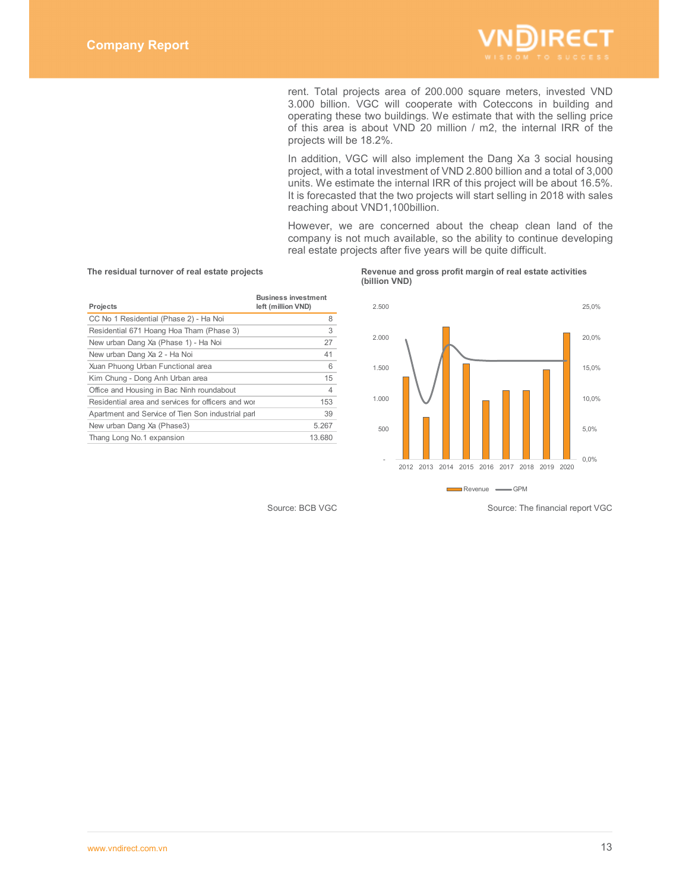rent. Total projects area of 200.000 square meters, invested VND 3.000 billion. VGC will cooperate with Coteccons in building and operating these two buildings. We estimate that with the selling price of this area is about VND 20 million / m2, the internal IRR of the projects will be 18.2%.

In addition, VGC will also implement the Dang Xa 3 social housing project, with a total investment of VND 2.800 billion and a total of 3,000 units. We estimate the internal IRR of this project will be about 16.5%. It is forecasted that the two projects will start selling in 2018 with sales reaching about VND1,100billion.

However, we are concerned about the cheap clean land of the company is not much available, so the ability to continue developing real estate projects after five years will be quite difficult.

**The residual turnover of real estate projects**

| Projects | Business investment left (million VND) |
|---|---|
| CC No 1 Residential (Phase 2) - Ha Noi | 8 |
| Residential 671 Hoang Hoa Tham (Phase 3) | 3 |
| New urban Dang Xa (Phase 1) - Ha Noi | 27 |
| New urban Dang Xa 2 - Ha Noi | 41 |
| Xuan Phuong Urban Functional area | 6 |
| Kim Chung - Dong Anh Urban area | 15 |
| Office and Housing in Bac Ninh roundabout | 4 |
| Residential area and services for officers and wor | 153 |
| Apartment and Service of Tien Son industrial parl | 39 |
| New urban Dang Xa (Phase3) | 5.267 |
| Thang Long No.1 expansion | 13.680 |

Source: BCB VGC

**Revenue and gross profit margin of real estate activities (billion VND)**

Source: The financial report VGC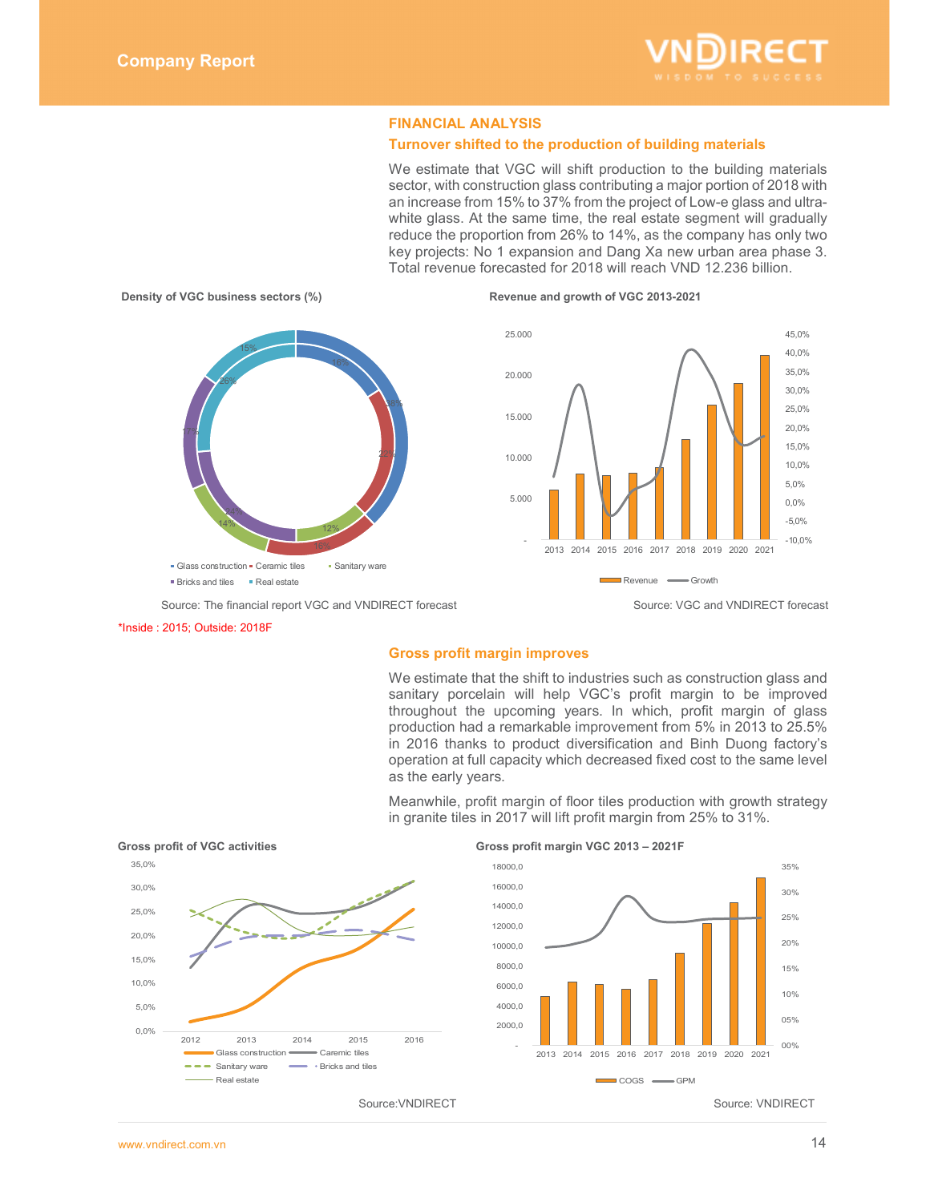## FINANCIAL ANALYSIS

### Turnover shifted to the production of building materials

We estimate that VGC will shift production to the building materials sector, with construction glass contributing a major portion of 2018 with an increase from 15% to 37% from the project of Low-e glass and ultra-white glass. At the same time, the real estate segment will gradually reduce the proportion from 26% to 14%, as the company has only two key projects: No 1 expansion and Dang Xa new urban area phase 3. Total revenue forecasted for 2018 will reach VND 12.236 billion.

**Density of VGC business sectors (%)**

Glass construction, Ceramic tiles, Sanitary ware, Bricks and tiles, Real estate

Source: The financial report VGC and VNDIRECT forecast

*Inside : 2015; Outside: 2018F

**Revenue and growth of VGC 2013-2021**

Revenue, Growth

Source: VGC and VNDIRECT forecast

### Gross profit margin improves

We estimate that the shift to industries such as construction glass and sanitary porcelain will help VGC's profit margin to be improved throughout the upcoming years. In which, profit margin of glass production had a remarkable improvement from 5% in 2013 to 25.5% in 2016 thanks to product diversification and Binh Duong factory's operation at full capacity which decreased fixed cost to the same level as the early years.

Meanwhile, profit margin of floor tiles production with growth strategy in granite tiles in 2017 will lift profit margin from 25% to 31%.

**Gross profit of VGC activities**

Glass construction, Caremic tiles, Sanitary ware, Bricks and tiles, Real estate

Source:VNDIRECT

**Gross profit margin VGC 2013 – 2021F**

COGS, GPM

Source: VNDIRECT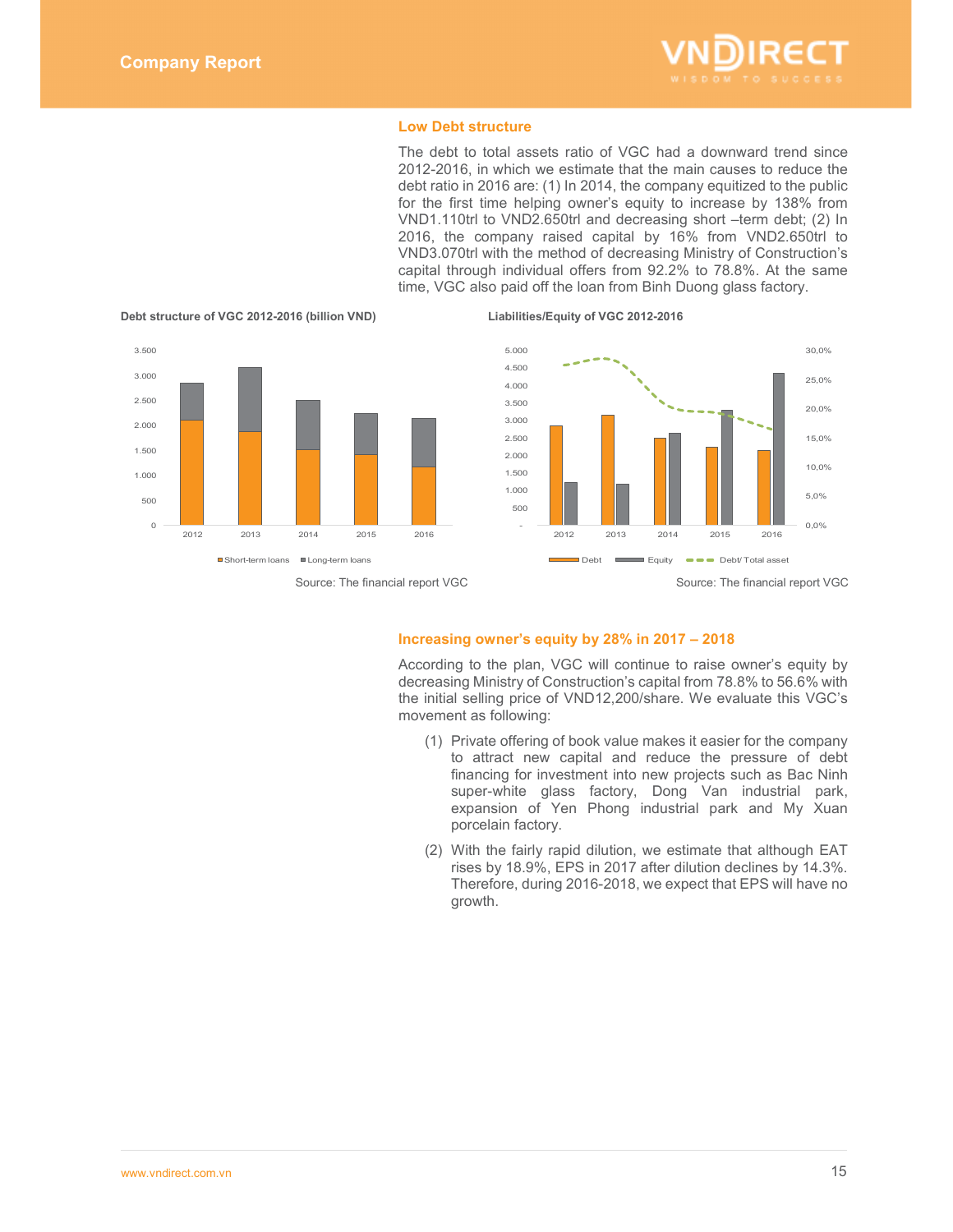## Low Debt structure

The debt to total assets ratio of VGC had a downward trend since 2012-2016, in which we estimate that the main causes to reduce the debt ratio in 2016 are: (1) In 2014, the company equitized to the public for the first time helping owner's equity to increase by 138% from VND1.110trl to VND2.650trl and decreasing short –term debt; (2) In 2016, the company raised capital by 16% from VND2.650trl to VND3.070trl with the method of decreasing Ministry of Construction's capital through individual offers from 92.2% to 78.8%. At the same time, VGC also paid off the loan from Binh Duong glass factory.

**Debt structure of VGC 2012-2016 (billion VND)**

Source: The financial report VGC

**Liabilities/Equity of VGC 2012-2016**

Source: The financial report VGC

## Increasing owner's equity by 28% in 2017 – 2018

According to the plan, VGC will continue to raise owner's equity by decreasing Ministry of Construction's capital from 78.8% to 56.6% with the initial selling price of VND12,200/share. We evaluate this VGC's movement as following:

(1) Private offering of book value makes it easier for the company to attract new capital and reduce the pressure of debt financing for investment into new projects such as Bac Ninh super-white glass factory, Dong Van industrial park, expansion of Yen Phong industrial park and My Xuan porcelain factory.

(2) With the fairly rapid dilution, we estimate that although EAT rises by 18.9%, EPS in 2017 after dilution declines by 14.3%. Therefore, during 2016-2018, we expect that EPS will have no growth.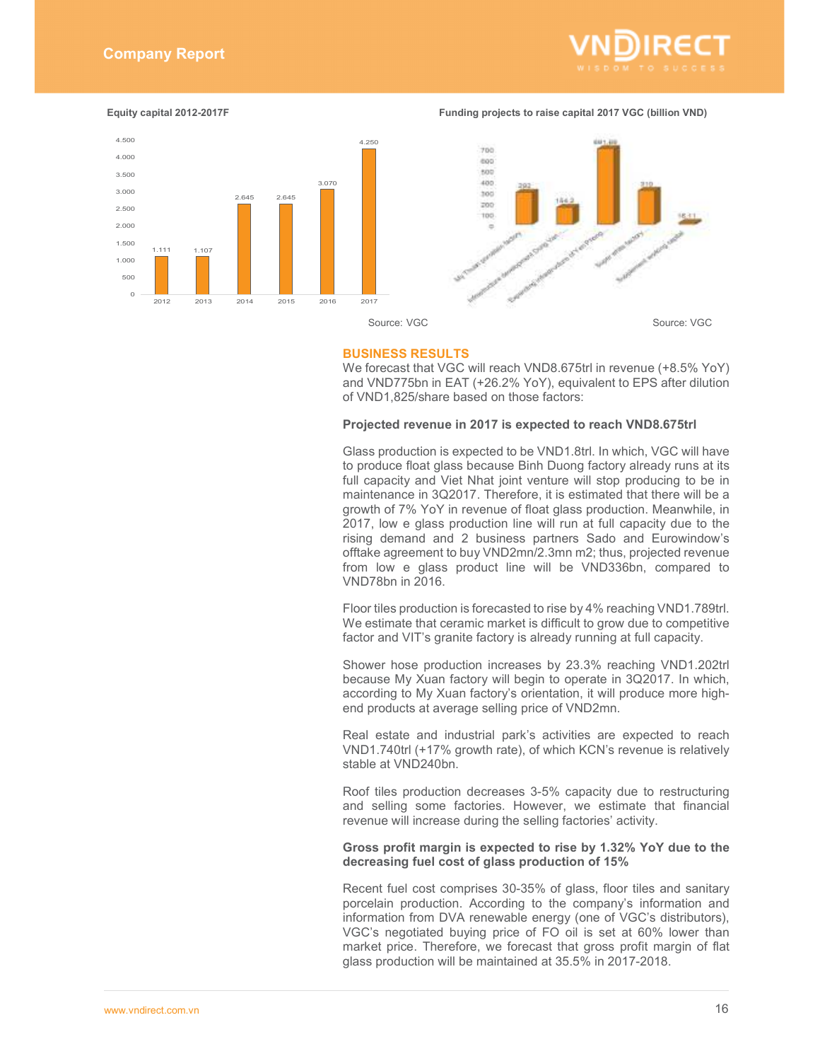**Equity capital 2012-2017F**

| Year | Equity capital |
|---|---|
| 2012 | 1.111 |
| 2013 | 1.107 |
| 2014 | 2.645 |
| 2015 | 2.645 |
| 2016 | 3.070 |
| 2017 | 4.250 |

Source: VGC

**Funding projects to raise capital 2017 VGC (billion VND)**

| Project | Value |
|---|---|
| My Thuan porcelain factory | 292 |
| Infrastructure development Dong Van | 164.2 |
| Expanding infrastructure of Yen Phong | 681.69 |
| Super white factory | 310 |
| Supplement working capital | 16.11 |

Source: VGC

## BUSINESS RESULTS

We forecast that VGC will reach VND8.675trl in revenue (+8.5% YoY) and VND775bn in EAT (+26.2% YoY), equivalent to EPS after dilution of VND1,825/share based on those factors:

**Projected revenue in 2017 is expected to reach VND8.675trl**

Glass production is expected to be VND1.8trl. In which, VGC will have to produce float glass because Binh Duong factory already runs at its full capacity and Viet Nhat joint venture will stop producing to be in maintenance in 3Q2017. Therefore, it is estimated that there will be a growth of 7% YoY in revenue of float glass production. Meanwhile, in 2017, low e glass production line will run at full capacity due to the rising demand and 2 business partners Sado and Eurowindow's offtake agreement to buy VND2mn/2.3mn m2; thus, projected revenue from low e glass product line will be VND336bn, compared to VND78bn in 2016.

Floor tiles production is forecasted to rise by 4% reaching VND1.789trl. We estimate that ceramic market is difficult to grow due to competitive factor and VIT's granite factory is already running at full capacity.

Shower hose production increases by 23.3% reaching VND1.202trl because My Xuan factory will begin to operate in 3Q2017. In which, according to My Xuan factory's orientation, it will produce more high-end products at average selling price of VND2mn.

Real estate and industrial park's activities are expected to reach VND1.740trl (+17% growth rate), of which KCN's revenue is relatively stable at VND240bn.

Roof tiles production decreases 3-5% capacity due to restructuring and selling some factories. However, we estimate that financial revenue will increase during the selling factories' activity.

**Gross profit margin is expected to rise by 1.32% YoY due to the decreasing fuel cost of glass production of 15%**

Recent fuel cost comprises 30-35% of glass, floor tiles and sanitary porcelain production. According to the company's information and information from DVA renewable energy (one of VGC's distributors), VGC's negotiated buying price of FO oil is set at 60% lower than market price. Therefore, we forecast that gross profit margin of flat glass production will be maintained at 35.5% in 2017-2018.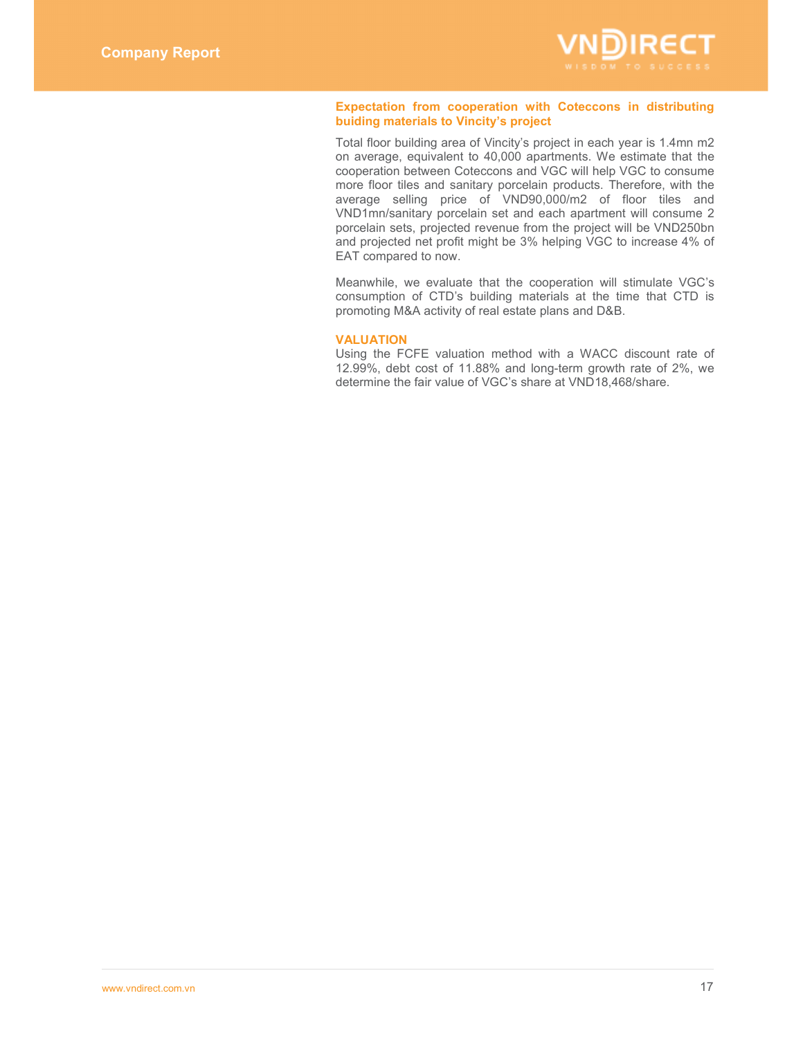### Expectation from cooperation with Coteccons in distributing buiding materials to Vincity's project

Total floor building area of Vincity's project in each year is 1.4mn m2 on average, equivalent to 40,000 apartments. We estimate that the cooperation between Coteccons and VGC will help VGC to consume more floor tiles and sanitary porcelain products. Therefore, with the average selling price of VND90,000/m2 of floor tiles and VND1mn/sanitary porcelain set and each apartment will consume 2 porcelain sets, projected revenue from the project will be VND250bn and projected net profit might be 3% helping VGC to increase 4% of EAT compared to now.

Meanwhile, we evaluate that the cooperation will stimulate VGC's consumption of CTD's building materials at the time that CTD is promoting M&A activity of real estate plans and D&B.

### VALUATION

Using the FCFE valuation method with a WACC discount rate of 12.99%, debt cost of 11.88% and long-term growth rate of 2%, we determine the fair value of VGC's share at VND18,468/share.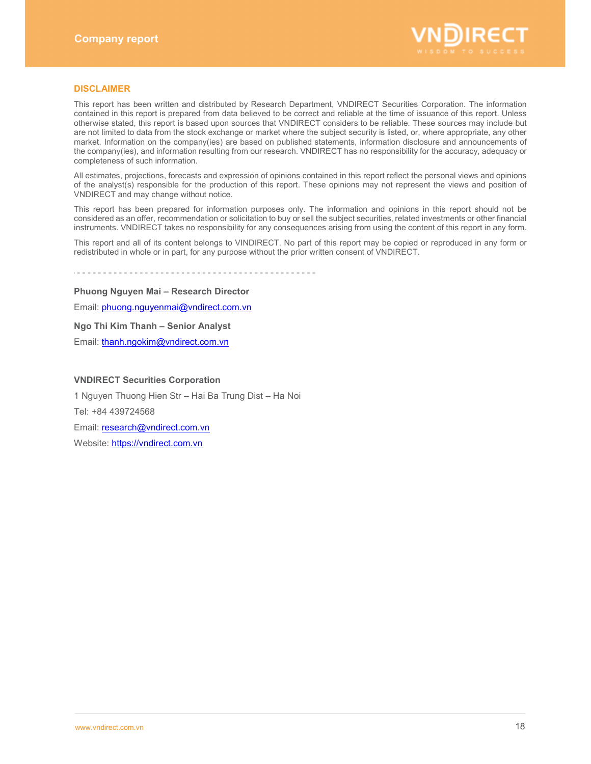## DISCLAIMER

This report has been written and distributed by Research Department, VNDIRECT Securities Corporation. The information contained in this report is prepared from data believed to be correct and reliable at the time of issuance of this report. Unless otherwise stated, this report is based upon sources that VNDIRECT considers to be reliable. These sources may include but are not limited to data from the stock exchange or market where the subject security is listed, or, where appropriate, any other market. Information on the company(ies) are based on published statements, information disclosure and announcements of the company(ies), and information resulting from our research. VNDIRECT has no responsibility for the accuracy, adequacy or completeness of such information.

All estimates, projections, forecasts and expression of opinions contained in this report reflect the personal views and opinions of the analyst(s) responsible for the production of this report. These opinions may not represent the views and position of VNDIRECT and may change without notice.

This report has been prepared for information purposes only. The information and opinions in this report should not be considered as an offer, recommendation or solicitation to buy or sell the subject securities, related investments or other financial instruments. VNDIRECT takes no responsibility for any consequences arising from using the content of this report in any form.

This report and all of its content belongs to VINDIRECT. No part of this report may be copied or reproduced in any form or redistributed in whole or in part, for any purpose without the prior written consent of VNDIRECT.

---

**Phuong Nguyen Mai – Research Director**

Email: phuong.nguyenmai@vndirect.com.vn

**Ngo Thi Kim Thanh – Senior Analyst**

Email: thanh.ngokim@vndirect.com.vn

**VNDIRECT Securities Corporation**

1 Nguyen Thuong Hien Str – Hai Ba Trung Dist – Ha Noi

Tel: +84 439724568

Email: research@vndirect.com.vn

Website: https://vndirect.com.vn